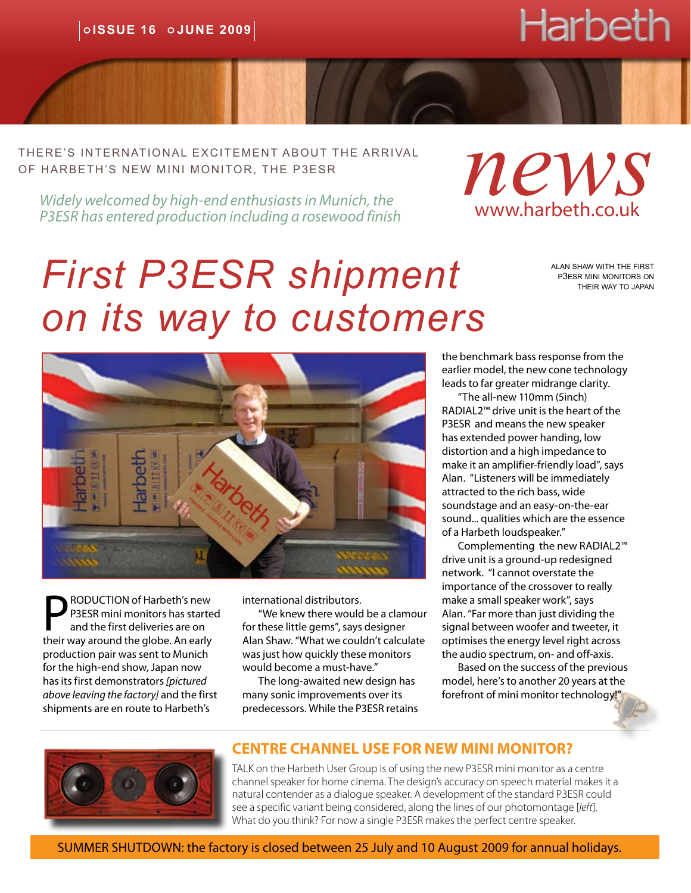ISSUE 16 JUNE 2009

Harbeth

THERE'S INTERNATIONAL EXCITEMENT ABOUT THE ARRIVAL OF HARBETH'S NEW MINI MONITOR, THE P3ESR

*Widely welcomed by high-end enthusiasts in Munich, the P3ESR has entered production including a rosewood finish*

*news*
www.harbeth.co.uk

# *First P3ESR shipment on its way to customers*

ALAN SHAW WITH THE FIRST P3ESR MINI MONITORS ON THEIR WAY TO JAPAN

PRODUCTION of Harbeth's new P3ESR mini monitors has started and the first deliveries are on their way around the globe. An early production pair was sent to Munich for the high-end show, Japan now has its first demonstrators *[pictured above leaving the factory]* and the first shipments are en route to Harbeth's international distributors.

"We knew there would be a clamour for these little gems", says designer Alan Shaw. "What we couldn't calculate was just how quickly these monitors would become a must-have."

The long-awaited new design has many sonic improvements over its predecessors. While the P3ESR retains the benchmark bass response from the earlier model, the new cone technology leads to far greater midrange clarity.

"The all-new 110mm (5inch) RADIAL2™ drive unit is the heart of the P3ESR and means the new speaker has extended power handing, low distortion and a high impedance to make it an amplifier-friendly load", says Alan. "Listeners will be immediately attracted to the rich bass, wide soundstage and an easy-on-the-ear sound... qualities which are the essence of a Harbeth loudspeaker."

Complementing the new RADIAL2™ drive unit is a ground-up redesigned network. "I cannot overstate the importance of the crossover to really make a small speaker work", says Alan. "Far more than just dividing the signal between woofer and tweeter, it optimises the energy level right across the audio spectrum, on- and off-axis.

Based on the success of the previous model, here's to another 20 years at the forefront of mini monitor technology!"

## CENTRE CHANNEL USE FOR NEW MINI MONITOR?

TALK on the Harbeth User Group is of using the new P3ESR mini monitor as a centre channel speaker for home cinema. The design's accuracy on speech material makes it a natural contender as a dialogue speaker. A development of the standard P3ESR could see a specific variant being considered, along the lines of our photomontage [*left*]. What do you think? For now a single P3ESR makes the perfect centre speaker.

SUMMER SHUTDOWN: the factory is closed between 25 July and 10 August 2009 for annual holidays.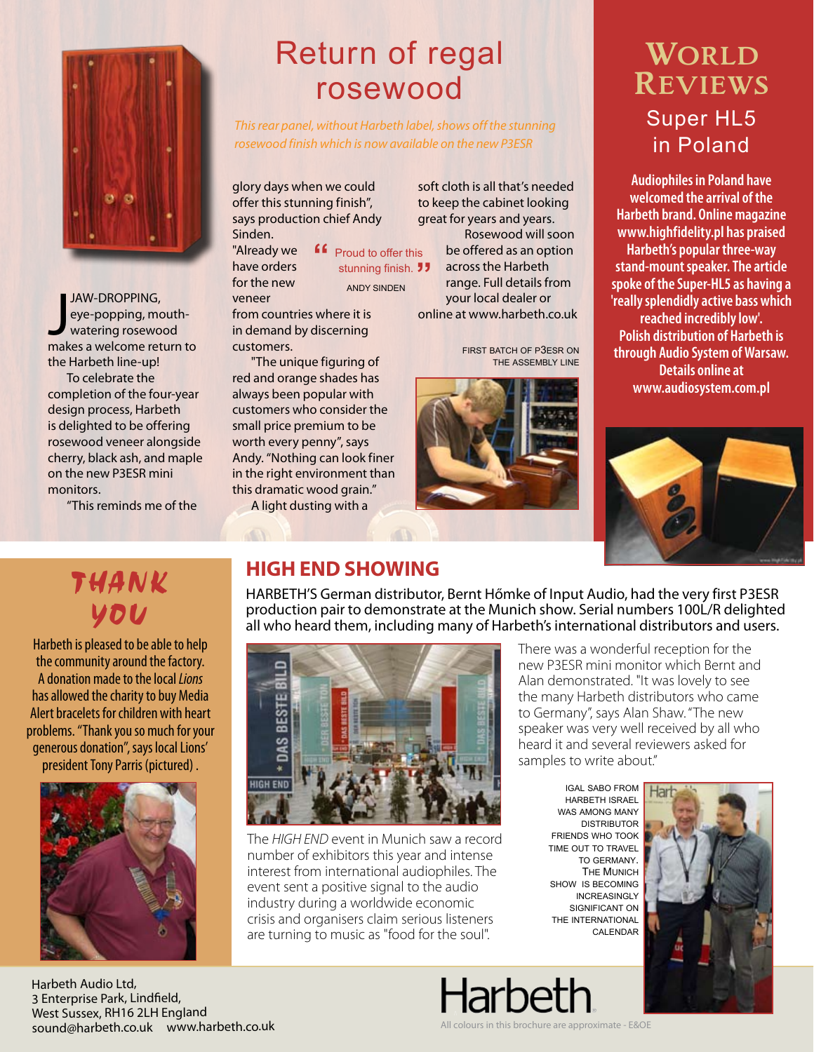# Return of regal rosewood

*This rear panel, without Harbeth label, shows off the stunning rosewood finish which is now available on the new P3ESR*

JAW-DROPPING, eye-popping, mouth-watering rosewood makes a welcome return to the Harbeth line-up!

To celebrate the completion of the four-year design process, Harbeth is delighted to be offering rosewood veneer alongside cherry, black ash, and maple on the new P3ESR mini monitors.

"This reminds me of the glory days when we could offer this stunning finish", says production chief Andy Sinden.

"Already we have orders for the new veneer from countries where it is in demand by discerning customers.

> "Proud to offer this stunning finish." ANDY SINDEN

"The unique figuring of red and orange shades has always been popular with customers who consider the small price premium to be worth every penny", says Andy. "Nothing can look finer in the right environment than this dramatic wood grain."

A light dusting with a soft cloth is all that's needed to keep the cabinet looking great for years and years.

Rosewood will soon be offered as an option across the Harbeth range. Full details from your local dealer or online at www.harbeth.co.uk

FIRST BATCH OF P3ESR ON THE ASSEMBLY LINE

# World Reviews

## Super HL5 in Poland

**Audiophiles in Poland have welcomed the arrival of the Harbeth brand. Online magazine www.highfidelity.pl has praised Harbeth's popular three-way stand-mount speaker. The article spoke of the Super-HL5 as having a 'really splendidly active bass which reached incredibly low'. Polish distribution of Harbeth is through Audio System of Warsaw. Details online at www.audiosystem.com.pl**

# Thank you

Harbeth is pleased to be able to help the community around the factory. A donation made to the local *Lions* has allowed the charity to buy Media Alert bracelets for children with heart problems. "Thank you so much for your generous donation", says local Lions' president Tony Parris (pictured) .

## HIGH END SHOWING

HARBETH'S German distributor, Bernt Hőmke of Input Audio, had the very first P3ESR production pair to demonstrate at the Munich show. Serial numbers 100L/R delighted all who heard them, including many of Harbeth's international distributors and users.

The *HIGH END* event in Munich saw a record number of exhibitors this year and intense interest from international audiophiles. The event sent a positive signal to the audio industry during a worldwide economic crisis and organisers claim serious listeners are turning to music as "food for the soul".

There was a wonderful reception for the new P3ESR mini monitor which Bernt and Alan demonstrated. "It was lovely to see the many Harbeth distributors who came to Germany", says Alan Shaw. "The new speaker was very well received by all who heard it and several reviewers asked for samples to write about."

IGAL SABO FROM HARBETH ISRAEL WAS AMONG MANY DISTRIBUTOR FRIENDS WHO TOOK TIME OUT TO TRAVEL TO GERMANY. THE MUNICH SHOW IS BECOMING INCREASINGLY SIGNIFICANT ON THE INTERNATIONAL CALENDAR

Harbeth Audio Ltd,
3 Enterprise Park, Lindfield,
West Sussex, RH16 2LH England
sound@harbeth.co.uk www.harbeth.co.uk

Harbeth

All colours in this brochure are approximate - E&OE